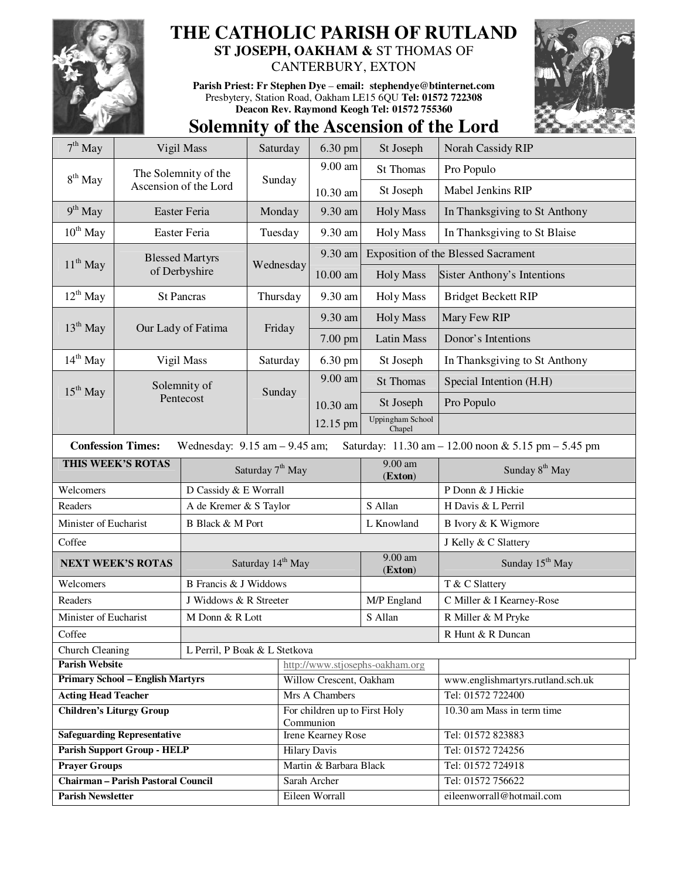# THE CATHOLIC PARISH OF RUTLAND

**ST JOSEPH, OAKHAM &** ST THOMAS OF CANTERBURY, EXTON

**Parish Priest: Fr Stephen Dye – email: stephendye@btinternet.com**
Presbytery, Station Road, Oakham LE15 6QU **Tel: 01572 722308**
**Deacon Rev. Raymond Keogh Tel: 01572 755360**

## Solemnity of the Ascension of the Lord

| Date | Feast | Day | Time | Location | Intention |
|---|---|---|---|---|---|
| 7th May | Vigil Mass | Saturday | 6.30 pm | St Joseph | Norah Cassidy RIP |
| 8th May | The Solemnity of the Ascension of the Lord | Sunday | 9.00 am | St Thomas | Pro Populo |
| | | | 10.30 am | St Joseph | Mabel Jenkins RIP |
| 9th May | Easter Feria | Monday | 9.30 am | Holy Mass | In Thanksgiving to St Anthony |
| 10th May | Easter Feria | Tuesday | 9.30 am | Holy Mass | In Thanksgiving to St Blaise |
| 11th May | Blessed Martyrs of Derbyshire | Wednesday | 9.30 am | Exposition of the Blessed Sacrament | |
| | | | 10.00 am | Holy Mass | Sister Anthony's Intentions |
| 12th May | St Pancras | Thursday | 9.30 am | Holy Mass | Bridget Beckett RIP |
| 13th May | Our Lady of Fatima | Friday | 9.30 am | Holy Mass | Mary Few RIP |
| | | | 7.00 pm | Latin Mass | Donor's Intentions |
| 14th May | Vigil Mass | Saturday | 6.30 pm | St Joseph | In Thanksgiving to St Anthony |
| 15th May | Solemnity of Pentecost | Sunday | 9.00 am | St Thomas | Special Intention (H.H) |
| | | | 10.30 am | St Joseph | Pro Populo |
| | | | 12.15 pm | Uppingham School Chapel | |

**Confession Times:** Wednesday: 9.15 am – 9.45 am; Saturday: 11.30 am – 12.00 noon & 5.15 pm – 5.45 pm

| THIS WEEK'S ROTAS | Saturday 7th May | 9.00 am (**Exton**) | Sunday 8th May |
|---|---|---|---|
| Welcomers | D Cassidy & E Worrall | | P Donn & J Hickie |
| Readers | A de Kremer & S Taylor | S Allan | H Davis & L Perril |
| Minister of Eucharist | B Black & M Port | L Knowland | B Ivory & K Wigmore |
| Coffee | | | J Kelly & C Slattery |
| **NEXT WEEK'S ROTAS** | Saturday 14th May | 9.00 am (**Exton**) | Sunday 15th May |
| Welcomers | B Francis & J Widdows | | T & C Slattery |
| Readers | J Widdows & R Streeter | M/P England | C Miller & I Kearney-Rose |
| Minister of Eucharist | M Donn & R Lott | S Allan | R Miller & M Pryke |
| Coffee | | | R Hunt & R Duncan |
| Church Cleaning | L Perril, P Boak & L Stetkova | | |

| | | |
|---|---|---|
| **Parish Website** | http://www.stjosephs-oakham.org | |
| **Primary School – English Martyrs** | Willow Crescent, Oakham | www.englishmartyrs.rutland.sch.uk |
| **Acting Head Teacher** | Mrs A Chambers | Tel: 01572 722400 |
| **Children's Liturgy Group** | For children up to First Holy Communion | 10.30 am Mass in term time |
| **Safeguarding Representative** | Irene Kearney Rose | Tel: 01572 823883 |
| **Parish Support Group - HELP** | Hilary Davis | Tel: 01572 724256 |
| **Prayer Groups** | Martin & Barbara Black | Tel: 01572 724918 |
| **Chairman – Parish Pastoral Council** | Sarah Archer | Tel: 01572 756622 |
| **Parish Newsletter** | Eileen Worrall | eileenworrall@hotmail.com |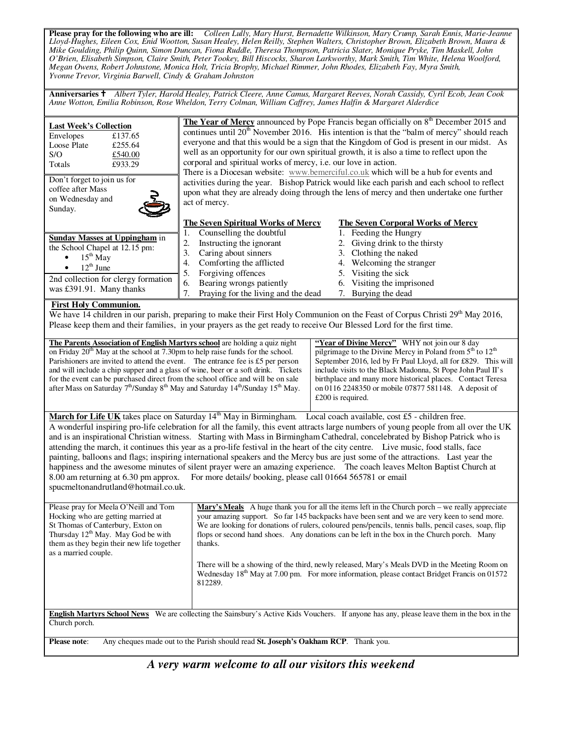**Please pray for the following who are ill:** *Colleen Lully, Mary Hurst, Bernadette Wilkinson, Mary Crump, Sarah Ennis, Marie-Jeanne Lloyd-Hughes, Eileen Cox, Enid Wootton, Susan Healey, Helen Reilly, Stephen Walters, Christopher Brown, Elizabeth Brown, Maura & Mike Goulding, Philip Quinn, Simon Duncan, Fiona Ruddle, Theresa Thompson, Patricia Slater, Monique Pryke, Tim Maskell, John O'Brien, Elisabeth Simpson, Claire Smith, Peter Tookey, Bill Hiscocks, Sharon Larkworthy, Mark Smith, Tim White, Helena Woolford, Megan Owens, Robert Johnstone, Monica Holt, Tricia Brophy, Michael Rimmer, John Rhodes, Elizabeth Fay, Myra Smith, Yvonne Trevor, Virginia Barwell, Cindy & Graham Johnston*

**Anniversaries ✝** *Albert Tyler, Harold Healey, Patrick Cleere, Anne Camus, Margaret Reeves, Norah Cassidy, Cyril Ecob, Jean Cook Anne Wotton, Emilia Robinson, Rose Wheldon, Terry Colman, William Caffrey, James Halfin & Margaret Alderdice*

**Last Week's Collection**

| | |
|---|---|
| Envelopes | £137.65 |
| Loose Plate | £255.64 |
| S/O | £540.00 |
| Totals | £933.29 |

Don't forget to join us for coffee after Mass on Wednesday and Sunday.

**Sunday Masses at Uppingham** in the School Chapel at 12.15 pm:

- 15th May
- 12th June

2nd collection for clergy formation was £391.91. Many thanks

**The Year of Mercy** announced by Pope Francis began officially on 8th December 2015 and continues until 20th November 2016. His intention is that the "balm of mercy" should reach everyone and that this would be a sign that the Kingdom of God is present in our midst. As well as an opportunity for our own spiritual growth, it is also a time to reflect upon the corporal and spiritual works of mercy, i.e. our love in action.
There is a Diocesan website: www.bemerciful.co.uk which will be a hub for events and activities during the year. Bishop Patrick would like each parish and each school to reflect upon what they are already doing through the lens of mercy and then undertake one further act of mercy.

| The Seven Spiritual Works of Mercy | The Seven Corporal Works of Mercy |
|---|---|
| 1. Counselling the doubtful | 1. Feeding the Hungry |
| 2. Instructing the ignorant | 2. Giving drink to the thirsty |
| 3. Caring about sinners | 3. Clothing the naked |
| 4. Comforting the afflicted | 4. Welcoming the stranger |
| 5. Forgiving offences | 5. Visiting the sick |
| 6. Bearing wrongs patiently | 6. Visiting the imprisoned |
| 7. Praying for the living and the dead | 7. Burying the dead |

**First Holy Communion.**
We have 14 children in our parish, preparing to make their First Holy Communion on the Feast of Corpus Christi 29th May 2016, Please keep them and their families, in your prayers as the get ready to receive Our Blessed Lord for the first time.

**The Parents Association of English Martyrs school** are holding a quiz night on Friday 20th May at the school at 7.30pm to help raise funds for the school. Parishioners are invited to attend the event. The entrance fee is £5 per person and will include a chip supper and a glass of wine, beer or a soft drink. Tickets for the event can be purchased direct from the school office and will be on sale after Mass on Saturday 7th/Sunday 8th May and Saturday 14th/Sunday 15th May.

**"Year of Divine Mercy"** WHY not join our 8 day pilgrimage to the Divine Mercy in Poland from 5th to 12th September 2016, led by Fr Paul Lloyd, all for £829. This will include visits to the Black Madonna, St Pope John Paul II's birthplace and many more historical places. Contact Teresa on 0116 2248350 or mobile 07877 581148. A deposit of £200 is required.

**March for Life UK** takes place on Saturday 14th May in Birmingham. Local coach available, cost £5 - children free.
A wonderful inspiring pro-life celebration for all the family, this event attracts large numbers of young people from all over the UK and is an inspirational Christian witness. Starting with Mass in Birmingham Cathedral, concelebrated by Bishop Patrick who is attending the march, it continues this year as a pro-life festival in the heart of the city centre. Live music, food stalls, face painting, balloons and flags; inspiring international speakers and the Mercy bus are just some of the attractions. Last year the happiness and the awesome minutes of silent prayer were an amazing experience. The coach leaves Melton Baptist Church at 8.00 am returning at 6.30 pm approx. For more details/ booking, please call 01664 565781 or email spucmeltonandrutland@hotmail.co.uk.

Please pray for Meela O'Neill and Tom Hocking who are getting married at St Thomas of Canterbury, Exton on Thursday 12th May. May God be with them as they begin their new life together as a married couple.

**Mary's Meals** A huge thank you for all the items left in the Church porch – we really appreciate your amazing support. So far 145 backpacks have been sent and we are very keen to send more. We are looking for donations of rulers, coloured pens/pencils, tennis balls, pencil cases, soap, flip flops or second hand shoes. Any donations can be left in the box in the Church porch. Many thanks.

There will be a showing of the third, newly released, Mary's Meals DVD in the Meeting Room on Wednesday 18th May at 7.00 pm. For more information, please contact Bridget Francis on 01572 812289.

**English Martyrs School News** We are collecting the Sainsbury's Active Kids Vouchers. If anyone has any, please leave them in the box in the Church porch.

**Please note**: Any cheques made out to the Parish should read **St. Joseph's Oakham RCP**. Thank you.

***A very warm welcome to all our visitors this weekend***